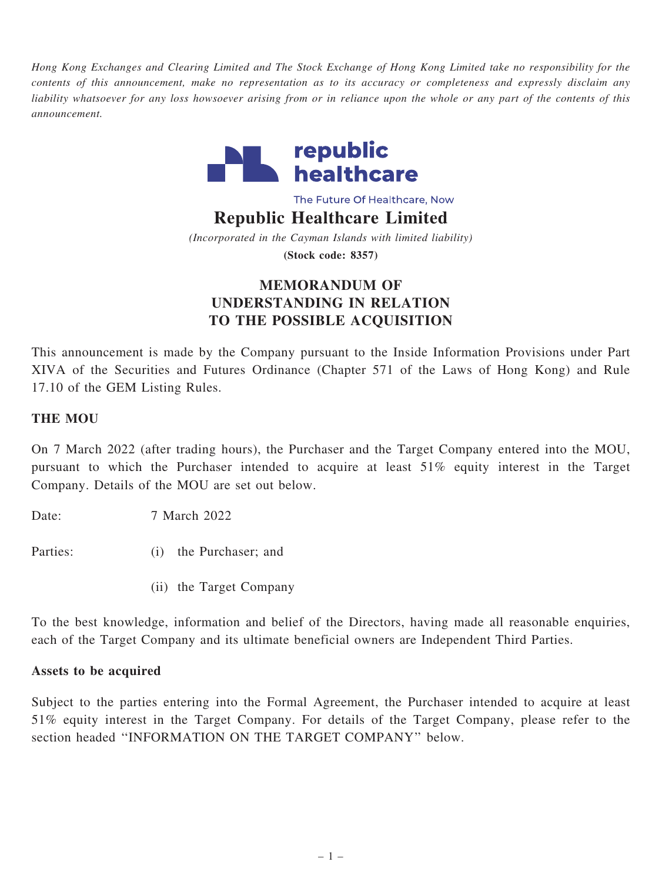*Hong Kong Exchanges and Clearing Limited and The Stock Exchange of Hong Kong Limited take no responsibility for the contents of this announcement, make no representation as to its accuracy or completeness and expressly disclaim any liability whatsoever for any loss howsoever arising from or in reliance upon the whole or any part of the contents of this announcement.*

republic healthcare

The Future Of Healthcare, Now

# Republic Healthcare Limited

*(Incorporated in the Cayman Islands with limited liability)*

**(Stock code: 8357)**

## MEMORANDUM OF UNDERSTANDING IN RELATION TO THE POSSIBLE ACQUISITION

This announcement is made by the Company pursuant to the Inside Information Provisions under Part XIVA of the Securities and Futures Ordinance (Chapter 571 of the Laws of Hong Kong) and Rule 17.10 of the GEM Listing Rules.

### THE MOU

On 7 March 2022 (after trading hours), the Purchaser and the Target Company entered into the MOU, pursuant to which the Purchaser intended to acquire at least 51% equity interest in the Target Company. Details of the MOU are set out below.

Date: 7 March 2022

Parties:
(i) the Purchaser; and
(ii) the Target Company

To the best knowledge, information and belief of the Directors, having made all reasonable enquiries, each of the Target Company and its ultimate beneficial owners are Independent Third Parties.

**Assets to be acquired**

Subject to the parties entering into the Formal Agreement, the Purchaser intended to acquire at least 51% equity interest in the Target Company. For details of the Target Company, please refer to the section headed "INFORMATION ON THE TARGET COMPANY" below.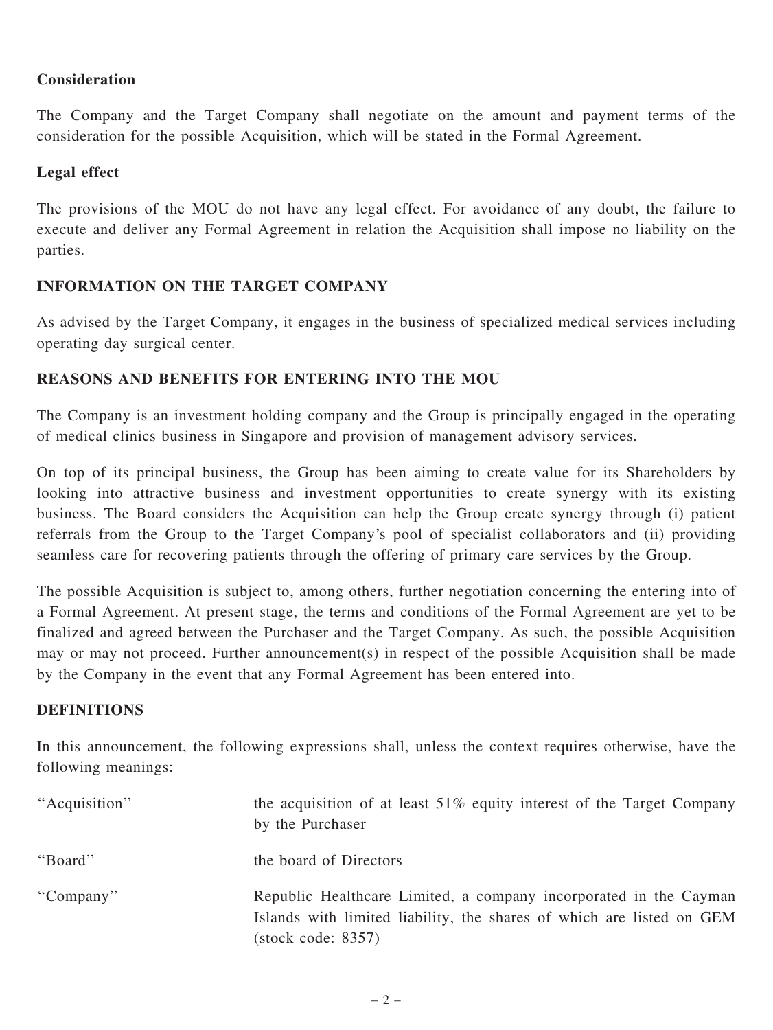### Consideration

The Company and the Target Company shall negotiate on the amount and payment terms of the consideration for the possible Acquisition, which will be stated in the Formal Agreement.

### Legal effect

The provisions of the MOU do not have any legal effect. For avoidance of any doubt, the failure to execute and deliver any Formal Agreement in relation the Acquisition shall impose no liability on the parties.

## INFORMATION ON THE TARGET COMPANY

As advised by the Target Company, it engages in the business of specialized medical services including operating day surgical center.

## REASONS AND BENEFITS FOR ENTERING INTO THE MOU

The Company is an investment holding company and the Group is principally engaged in the operating of medical clinics business in Singapore and provision of management advisory services.

On top of its principal business, the Group has been aiming to create value for its Shareholders by looking into attractive business and investment opportunities to create synergy with its existing business. The Board considers the Acquisition can help the Group create synergy through (i) patient referrals from the Group to the Target Company's pool of specialist collaborators and (ii) providing seamless care for recovering patients through the offering of primary care services by the Group.

The possible Acquisition is subject to, among others, further negotiation concerning the entering into of a Formal Agreement. At present stage, the terms and conditions of the Formal Agreement are yet to be finalized and agreed between the Purchaser and the Target Company. As such, the possible Acquisition may or may not proceed. Further announcement(s) in respect of the possible Acquisition shall be made by the Company in the event that any Formal Agreement has been entered into.

## DEFINITIONS

In this announcement, the following expressions shall, unless the context requires otherwise, have the following meanings:

| | |
|---|---|
| "Acquisition" | the acquisition of at least 51% equity interest of the Target Company by the Purchaser |
| "Board" | the board of Directors |
| "Company" | Republic Healthcare Limited, a company incorporated in the Cayman Islands with limited liability, the shares of which are listed on GEM (stock code: 8357) |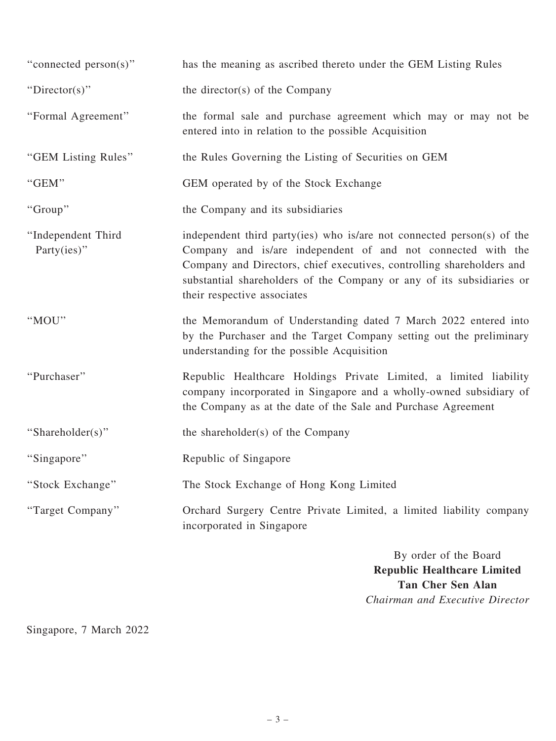| | |
|---|---|
| "connected person(s)" | has the meaning as ascribed thereto under the GEM Listing Rules |
| "Director(s)" | the director(s) of the Company |
| "Formal Agreement" | the formal sale and purchase agreement which may or may not be entered into in relation to the possible Acquisition |
| "GEM Listing Rules" | the Rules Governing the Listing of Securities on GEM |
| "GEM" | GEM operated by of the Stock Exchange |
| "Group" | the Company and its subsidiaries |
| "Independent Third Party(ies)" | independent third party(ies) who is/are not connected person(s) of the Company and is/are independent of and not connected with the Company and Directors, chief executives, controlling shareholders and substantial shareholders of the Company or any of its subsidiaries or their respective associates |
| "MOU" | the Memorandum of Understanding dated 7 March 2022 entered into by the Purchaser and the Target Company setting out the preliminary understanding for the possible Acquisition |
| "Purchaser" | Republic Healthcare Holdings Private Limited, a limited liability company incorporated in Singapore and a wholly-owned subsidiary of the Company as at the date of the Sale and Purchase Agreement |
| "Shareholder(s)" | the shareholder(s) of the Company |
| "Singapore" | Republic of Singapore |
| "Stock Exchange" | The Stock Exchange of Hong Kong Limited |
| "Target Company" | Orchard Surgery Centre Private Limited, a limited liability company incorporated in Singapore |

By order of the Board
**Republic Healthcare Limited**
**Tan Cher Sen Alan**
*Chairman and Executive Director*

Singapore, 7 March 2022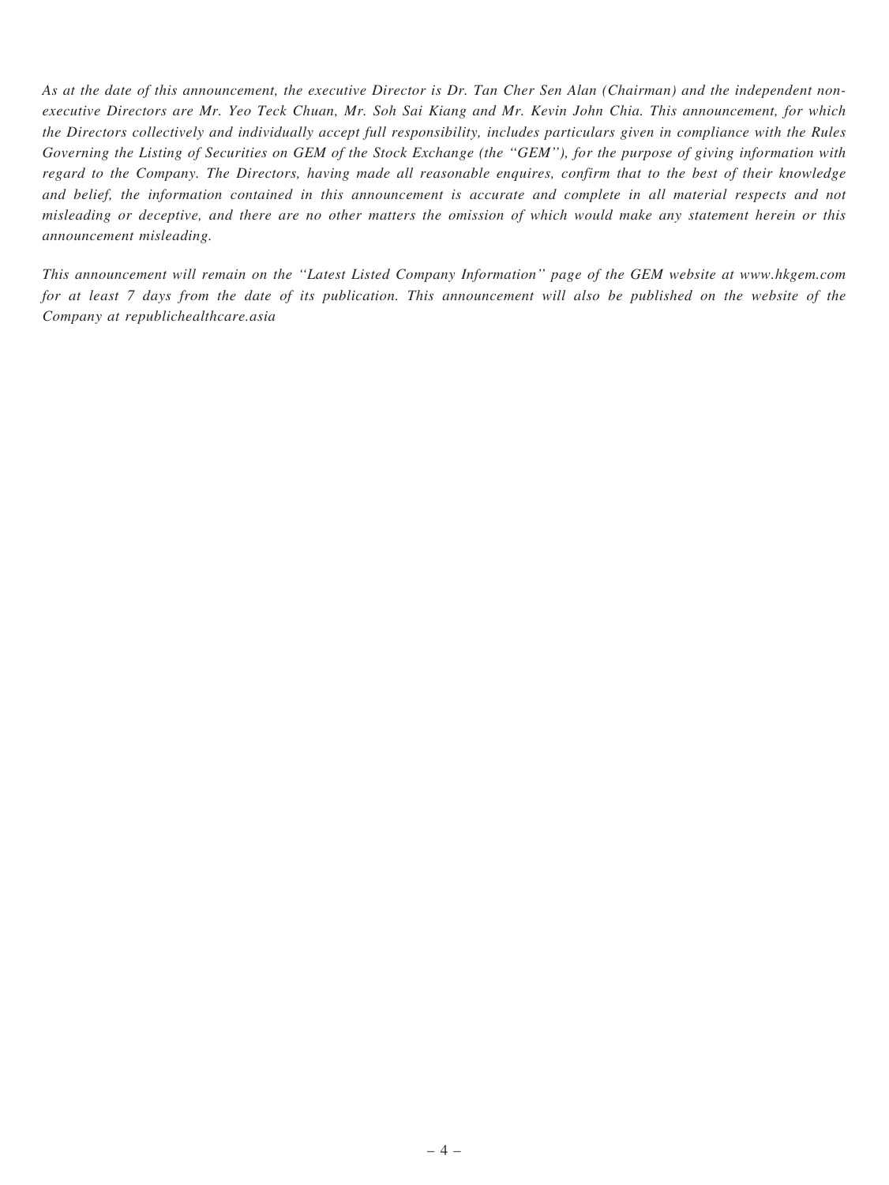*As at the date of this announcement, the executive Director is Dr. Tan Cher Sen Alan (Chairman) and the independent non-executive Directors are Mr. Yeo Teck Chuan, Mr. Soh Sai Kiang and Mr. Kevin John Chia. This announcement, for which the Directors collectively and individually accept full responsibility, includes particulars given in compliance with the Rules Governing the Listing of Securities on GEM of the Stock Exchange (the "GEM"), for the purpose of giving information with regard to the Company. The Directors, having made all reasonable enquires, confirm that to the best of their knowledge and belief, the information contained in this announcement is accurate and complete in all material respects and not misleading or deceptive, and there are no other matters the omission of which would make any statement herein or this announcement misleading.*

*This announcement will remain on the "Latest Listed Company Information" page of the GEM website at www.hkgem.com for at least 7 days from the date of its publication. This announcement will also be published on the website of the Company at republichealthcare.asia*